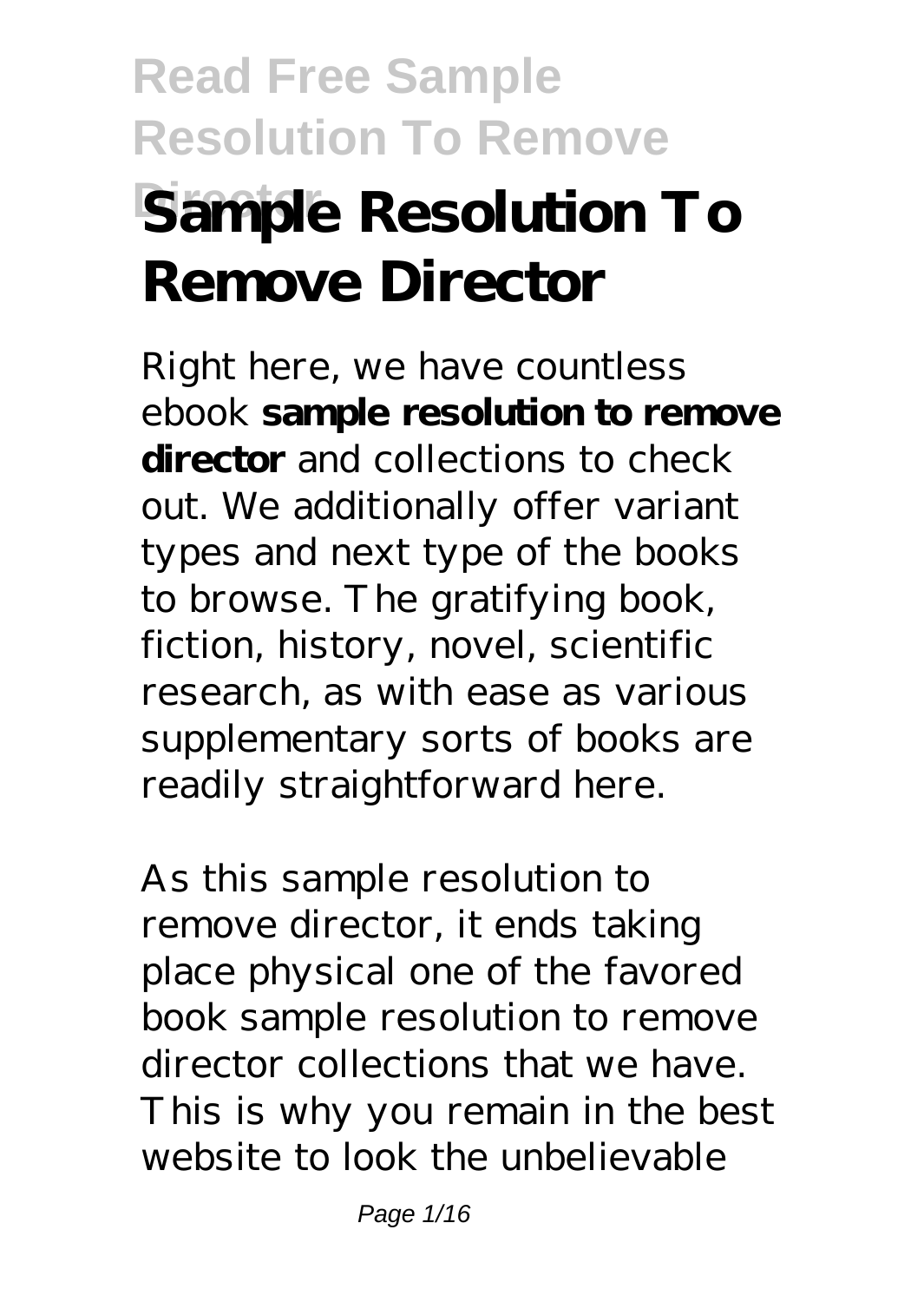# Sample Resolution To Remove Director

Right here, we have countless ebook **sample resolution to remove director** and collections to check out. We additionally offer variant types and next type of the books to browse. The gratifying book, fiction, history, novel, scientific research, as with ease as various supplementary sorts of books are readily straightforward here.

As this sample resolution to remove director, it ends taking place physical one of the favored book sample resolution to remove director collections that we have. This is why you remain in the best website to look the unbelievable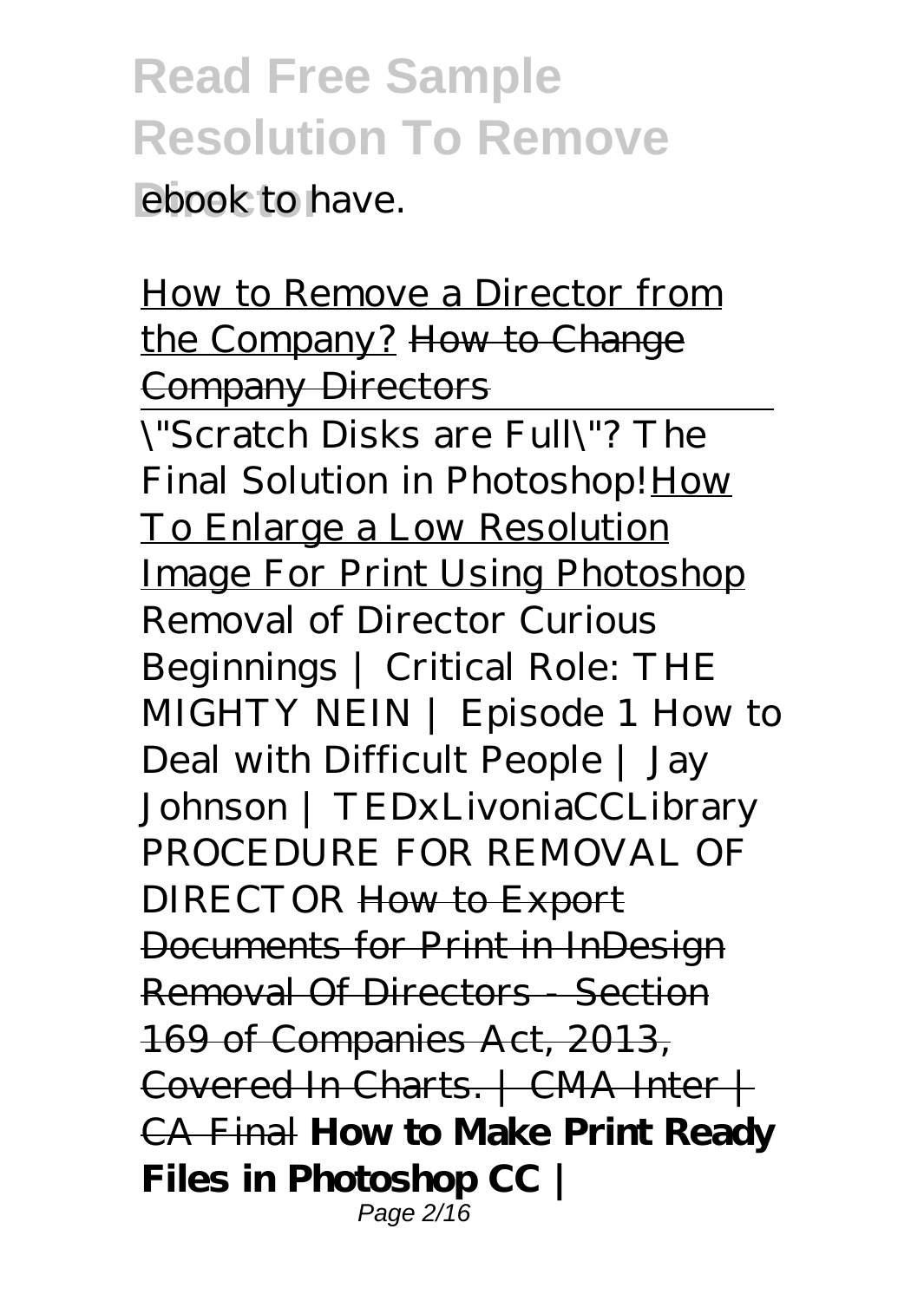ebook to have.

How to Remove a Director from the Company? How to Change Company Directors

\"Scratch Disks are Full\"? The Final Solution in Photoshop! How To Enlarge a Low Resolution Image For Print Using Photoshop *Removal of Director Curious Beginnings | Critical Role: THE MIGHTY NEIN | Episode 1 How to Deal with Difficult People | Jay Johnson | TEDxLivoniaCCLibrary PROCEDURE FOR REMOVAL OF DIRECTOR* How to Export Documents for Print in InDesign Removal Of Directors - Section 169 of Companies Act, 2013, Covered In Charts. | CMA Inter | CA Final **How to Make Print Ready Files in Photoshop CC |**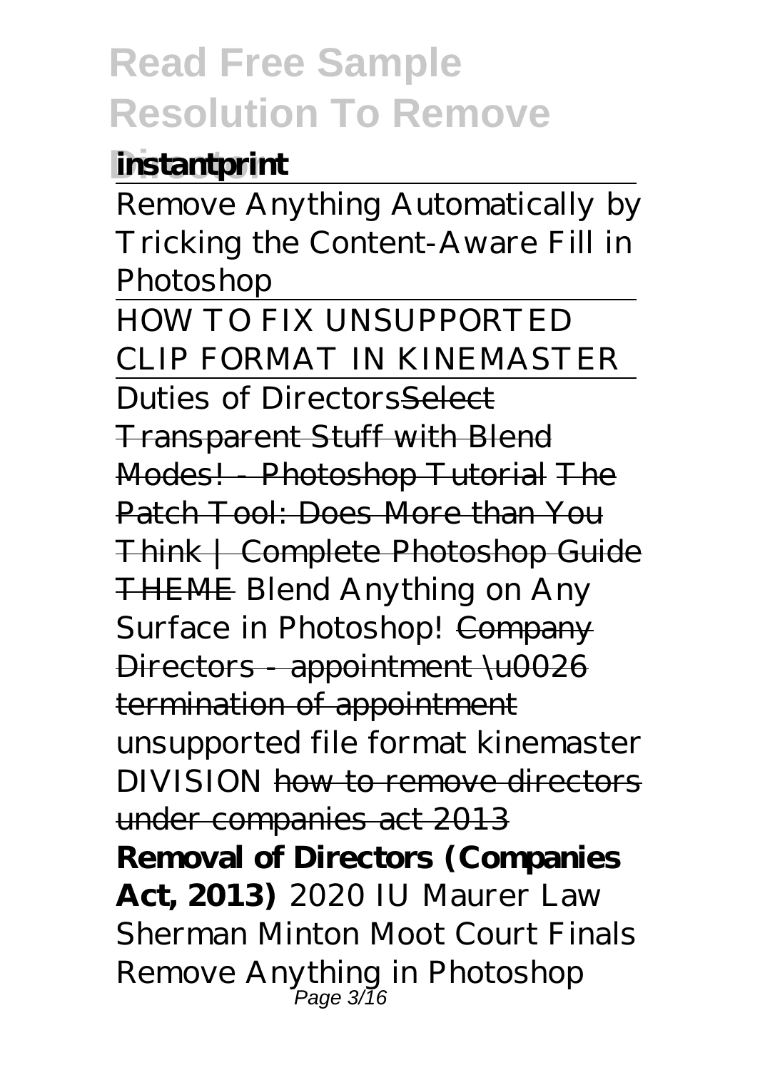**instantprint**

Remove Anything Automatically by Tricking the Content-Aware Fill in Photoshop

HOW TO FIX UNSUPPORTED CLIP FORMAT IN KINEMASTER

Duties of Directors~~Select Transparent Stuff with Blend Modes! - Photoshop Tutorial~~ ~~The Patch Tool: Does More than You Think | Complete Photoshop Guide THEME~~ *Blend Anything on Any Surface in Photoshop!* ~~Company Directors - appointment \u0026 termination of appointment~~ *unsupported file format kinemaster DIVISION* ~~how to remove directors under companies act 2013~~ **Removal of Directors (Companies Act, 2013)** *2020 IU Maurer Law Sherman Minton Moot Court Finals* *Remove Anything in Photoshop*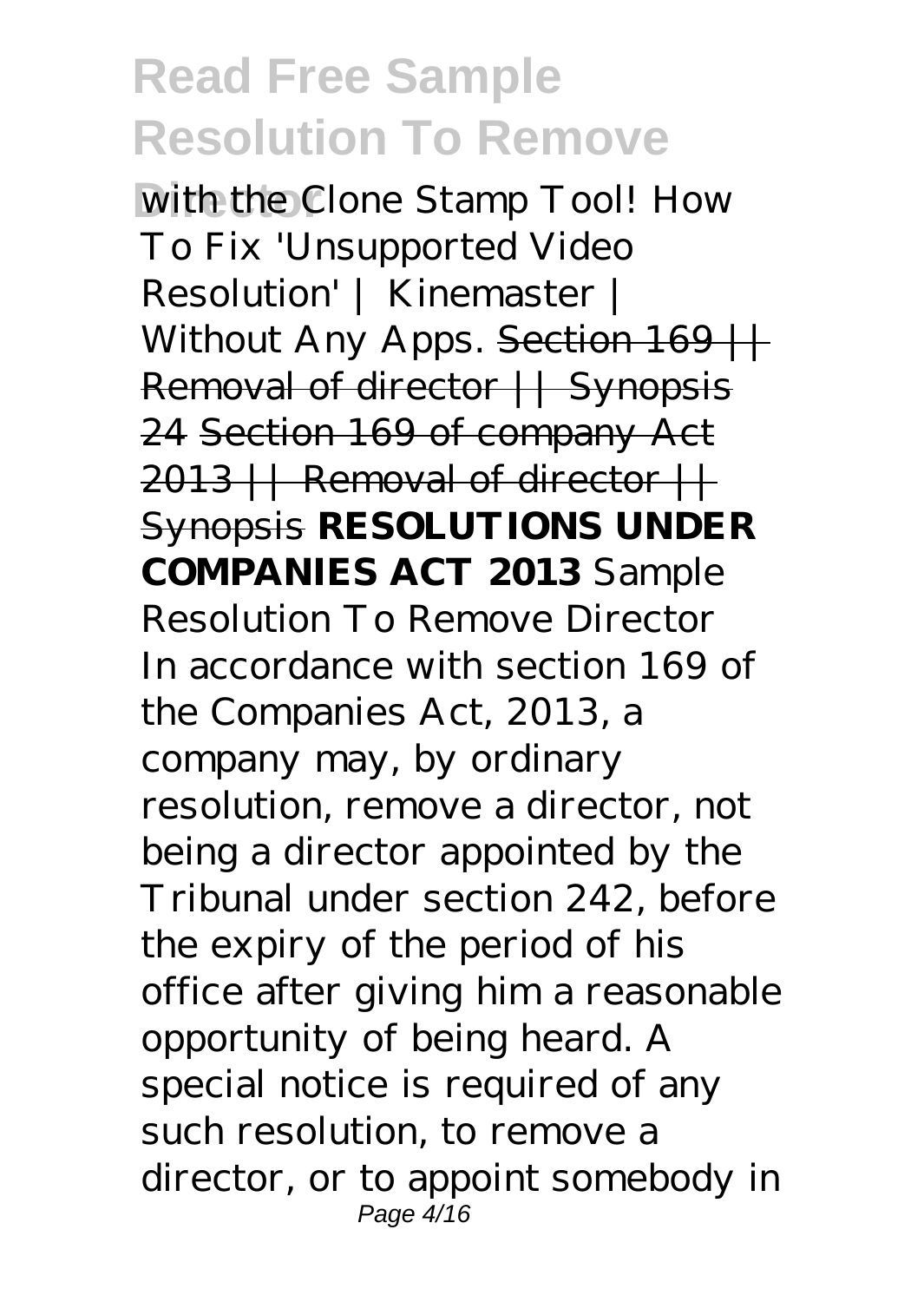*with the Clone Stamp Tool!* *How To Fix 'Unsupported Video Resolution' | Kinemaster | Without Any Apps.* ~~Section 169 || Removal of director || Synopsis 24~~ ~~Section 169 of company Act 2013 || Removal of director || Synopsis~~ **RESOLUTIONS UNDER COMPANIES ACT 2013** *Sample Resolution To Remove Director*

In accordance with section 169 of the Companies Act, 2013, a company may, by ordinary resolution, remove a director, not being a director appointed by the Tribunal under section 242, before the expiry of the period of his office after giving him a reasonable opportunity of being heard. A special notice is required of any such resolution, to remove a director, or to appoint somebody in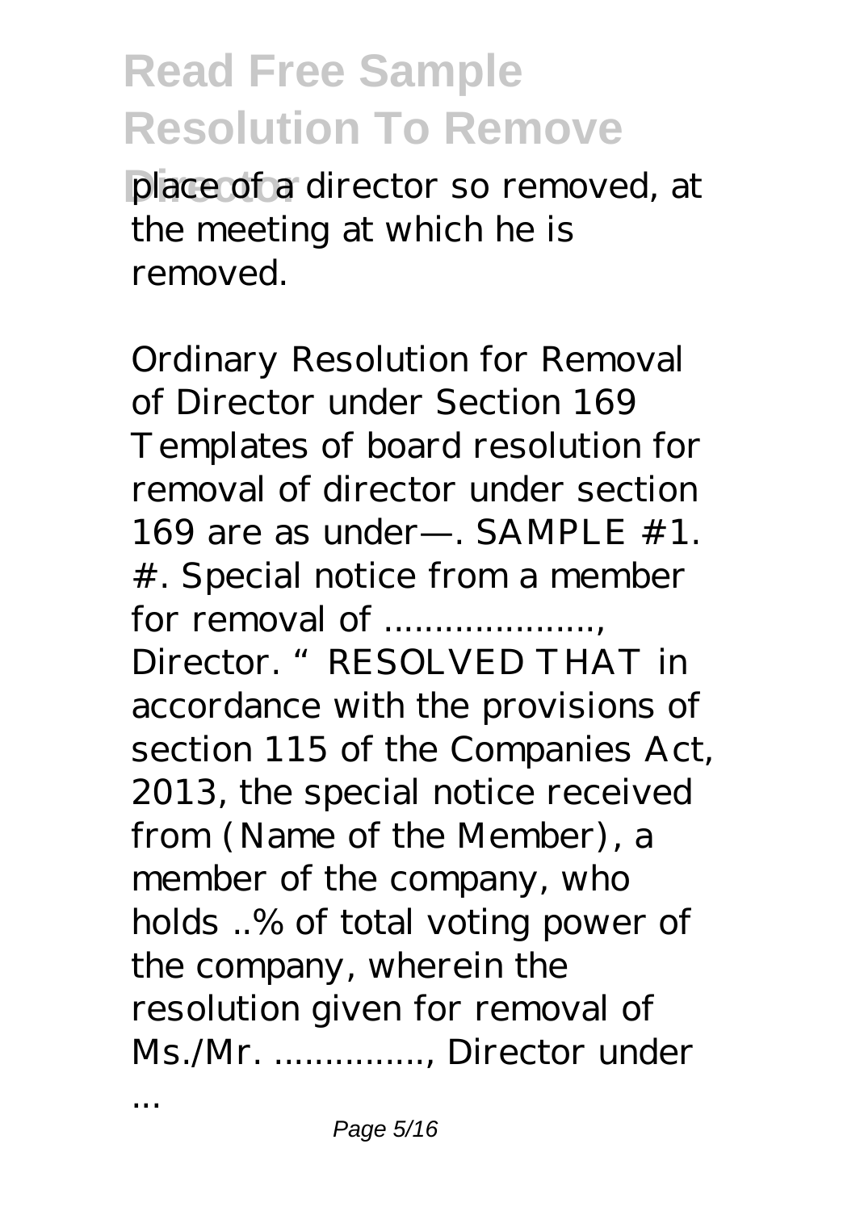place of a director so removed, at the meeting at which he is removed.

Ordinary Resolution for Removal of Director under Section 169 Templates of board resolution for removal of director under section 169 are as under—. SAMPLE #1. #. Special notice from a member for removal of ....................., Director. "RESOLVED THAT in accordance with the provisions of section 115 of the Companies Act, 2013, the special notice received from (Name of the Member), a member of the company, who holds ..% of total voting power of the company, wherein the resolution given for removal of Ms./Mr. ..............., Director under ...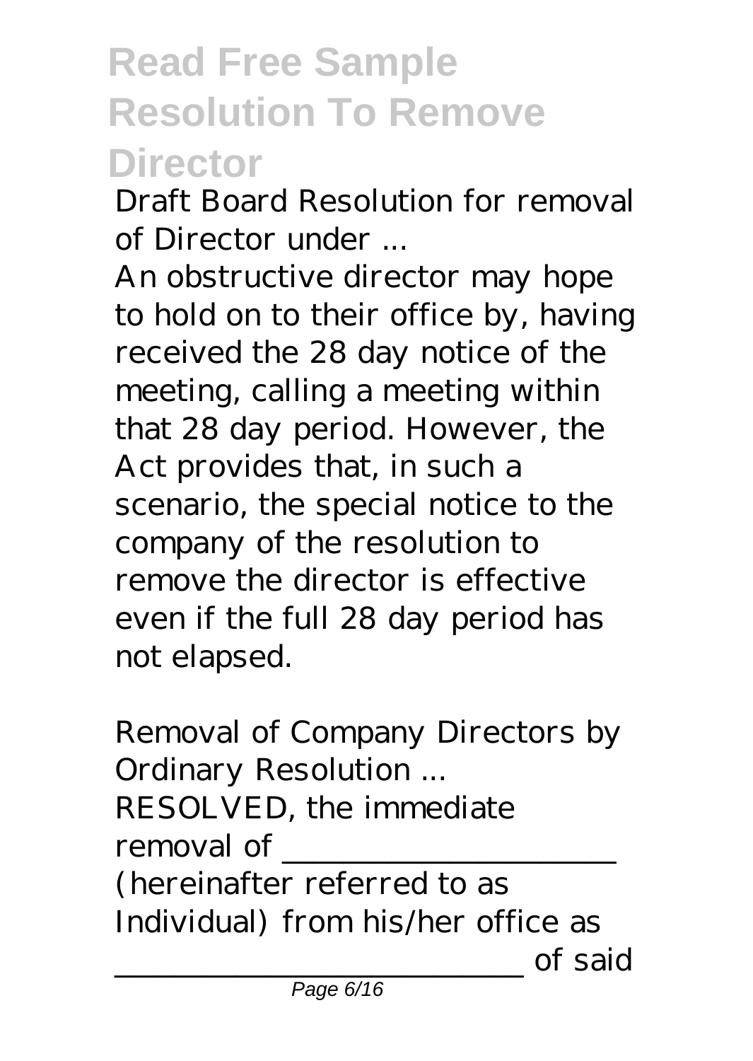*Draft Board Resolution for removal of Director under ...*

An obstructive director may hope to hold on to their office by, having received the 28 day notice of the meeting, calling a meeting within that 28 day period. However, the Act provides that, in such a scenario, the special notice to the company of the resolution to remove the director is effective even if the full 28 day period has not elapsed.

*Removal of Company Directors by Ordinary Resolution ...*

RESOLVED, the immediate removal of ______________________ (hereinafter referred to as Individual) from his/her office as __________________________ of said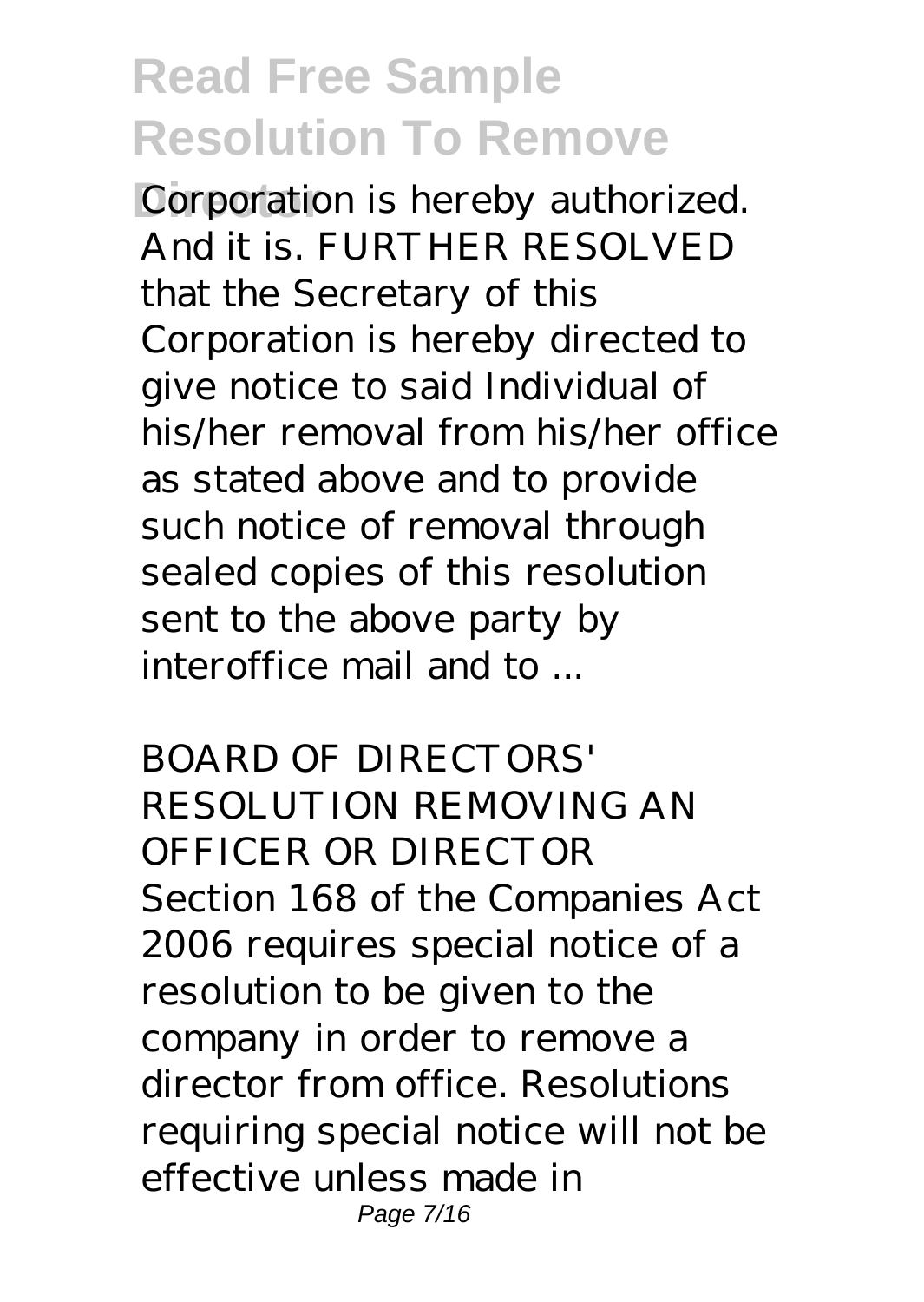Corporation is hereby authorized. And it is. FURTHER RESOLVED that the Secretary of this Corporation is hereby directed to give notice to said Individual of his/her removal from his/her office as stated above and to provide such notice of removal through sealed copies of this resolution sent to the above party by interoffice mail and to ...

*BOARD OF DIRECTORS' RESOLUTION REMOVING AN OFFICER OR DIRECTOR*

Section 168 of the Companies Act 2006 requires special notice of a resolution to be given to the company in order to remove a director from office. Resolutions requiring special notice will not be effective unless made in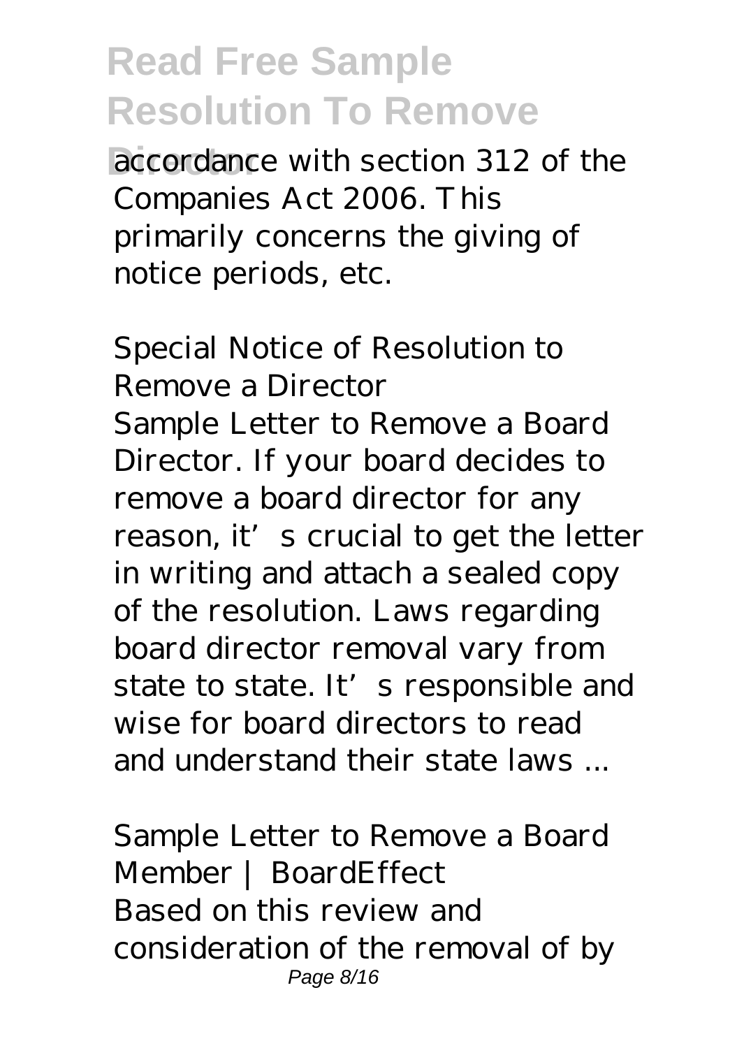accordance with section 312 of the Companies Act 2006. This primarily concerns the giving of notice periods, etc.

*Special Notice of Resolution to Remove a Director*

Sample Letter to Remove a Board Director. If your board decides to remove a board director for any reason, it's crucial to get the letter in writing and attach a sealed copy of the resolution. Laws regarding board director removal vary from state to state. It's responsible and wise for board directors to read and understand their state laws ...

*Sample Letter to Remove a Board Member | BoardEffect*

Based on this review and consideration of the removal of by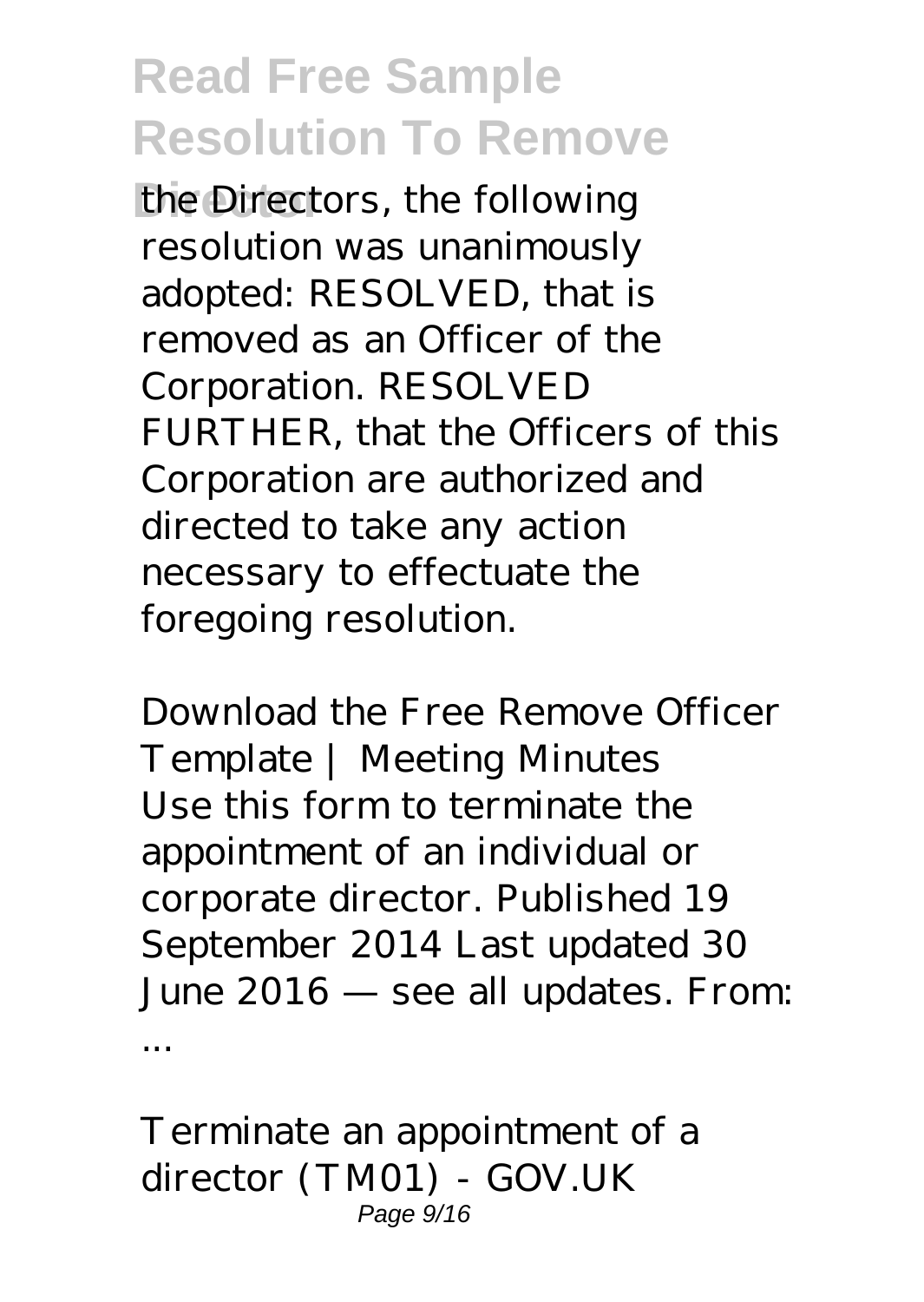the Directors, the following resolution was unanimously adopted: RESOLVED, that is removed as an Officer of the Corporation. RESOLVED FURTHER, that the Officers of this Corporation are authorized and directed to take any action necessary to effectuate the foregoing resolution.

*Download the Free Remove Officer Template | Meeting Minutes*

Use this form to terminate the appointment of an individual or corporate director. Published 19 September 2014 Last updated 30 June 2016 — see all updates. From: ...

*Terminate an appointment of a director (TM01) - GOV.UK*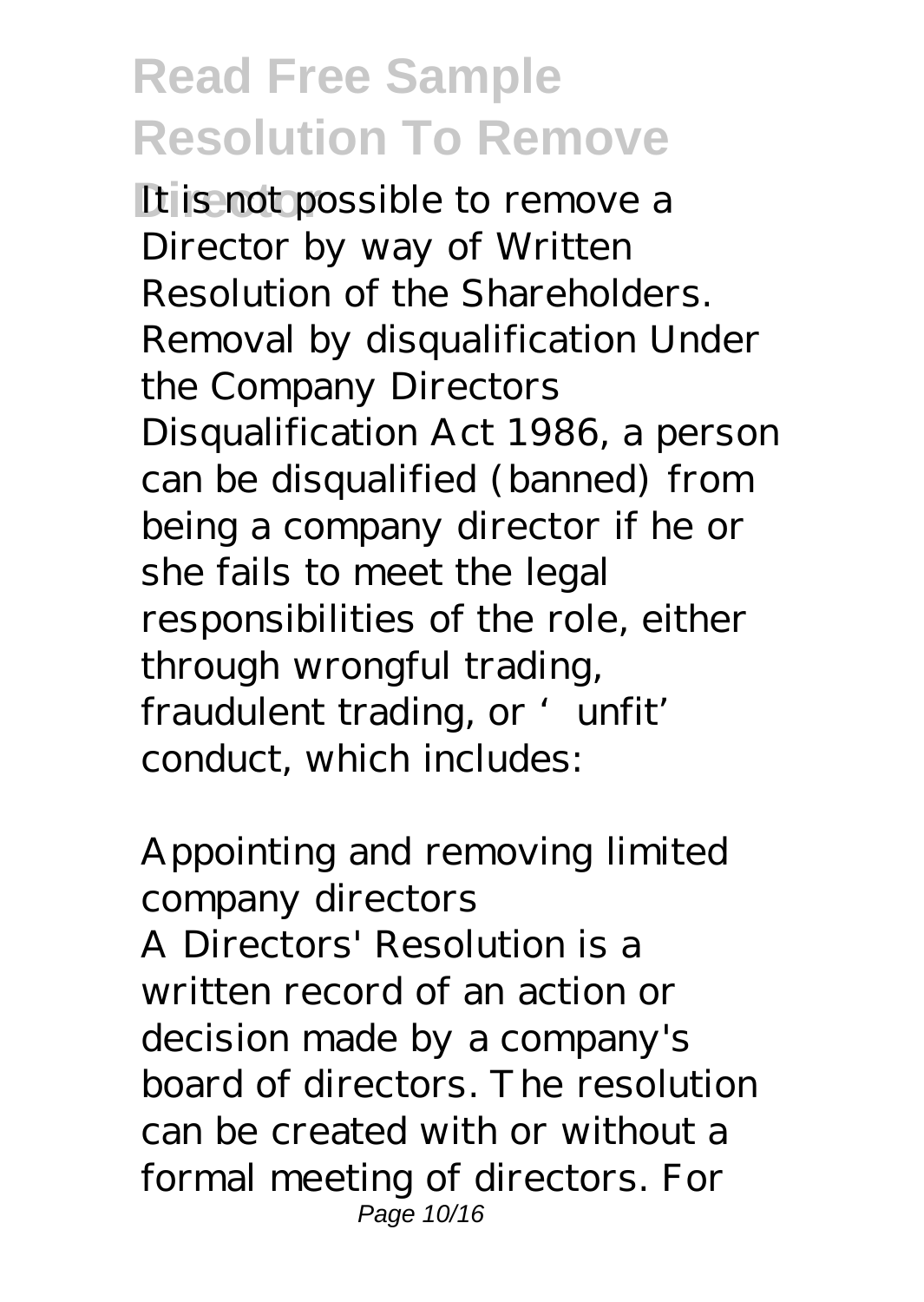It is not possible to remove a Director by way of Written Resolution of the Shareholders. Removal by disqualification Under the Company Directors Disqualification Act 1986, a person can be disqualified (banned) from being a company director if he or she fails to meet the legal responsibilities of the role, either through wrongful trading, fraudulent trading, or 'unfit' conduct, which includes:

*Appointing and removing limited company directors*

A Directors' Resolution is a written record of an action or decision made by a company's board of directors. The resolution can be created with or without a formal meeting of directors. For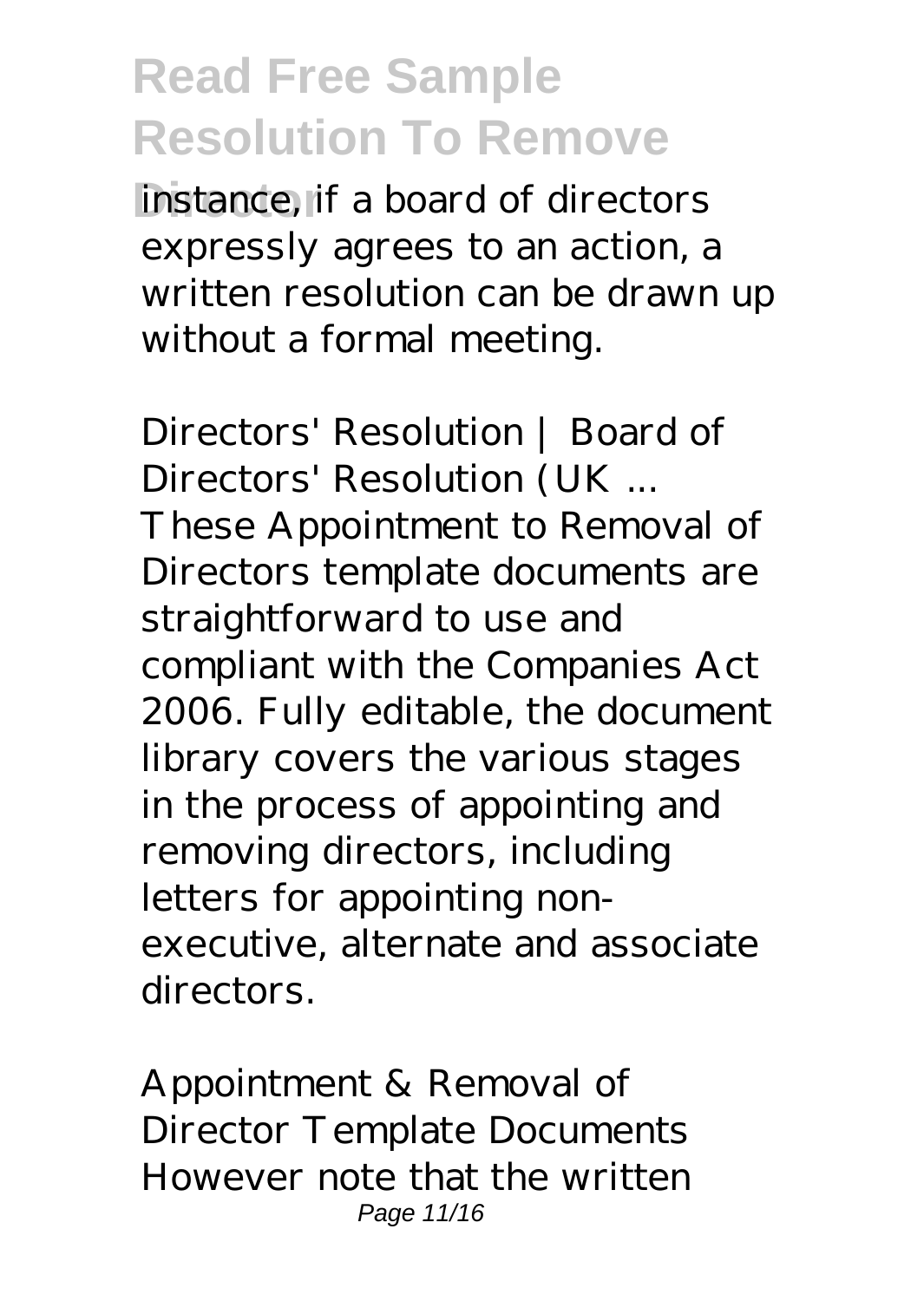instance, if a board of directors expressly agrees to an action, a written resolution can be drawn up without a formal meeting.

*Directors' Resolution | Board of Directors' Resolution (UK ...*

These Appointment to Removal of Directors template documents are straightforward to use and compliant with the Companies Act 2006. Fully editable, the document library covers the various stages in the process of appointing and removing directors, including letters for appointing non-executive, alternate and associate directors.

*Appointment & Removal of Director Template Documents*

However note that the written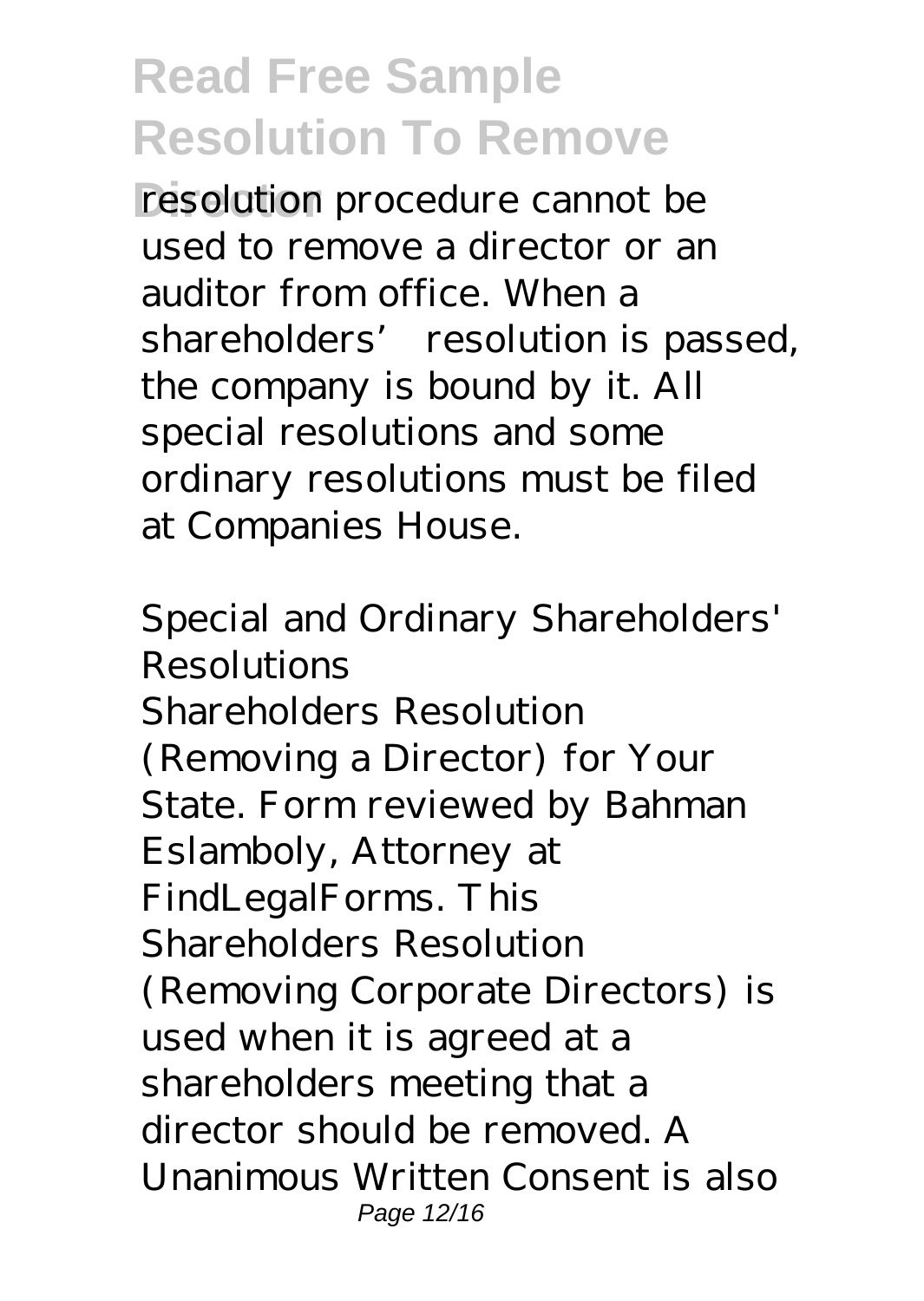resolution procedure cannot be used to remove a director or an auditor from office. When a shareholders' resolution is passed, the company is bound by it. All special resolutions and some ordinary resolutions must be filed at Companies House.

*Special and Ordinary Shareholders' Resolutions*

Shareholders Resolution (Removing a Director) for Your State. Form reviewed by Bahman Eslamboly, Attorney at FindLegalForms. This Shareholders Resolution (Removing Corporate Directors) is used when it is agreed at a shareholders meeting that a director should be removed. A Unanimous Written Consent is also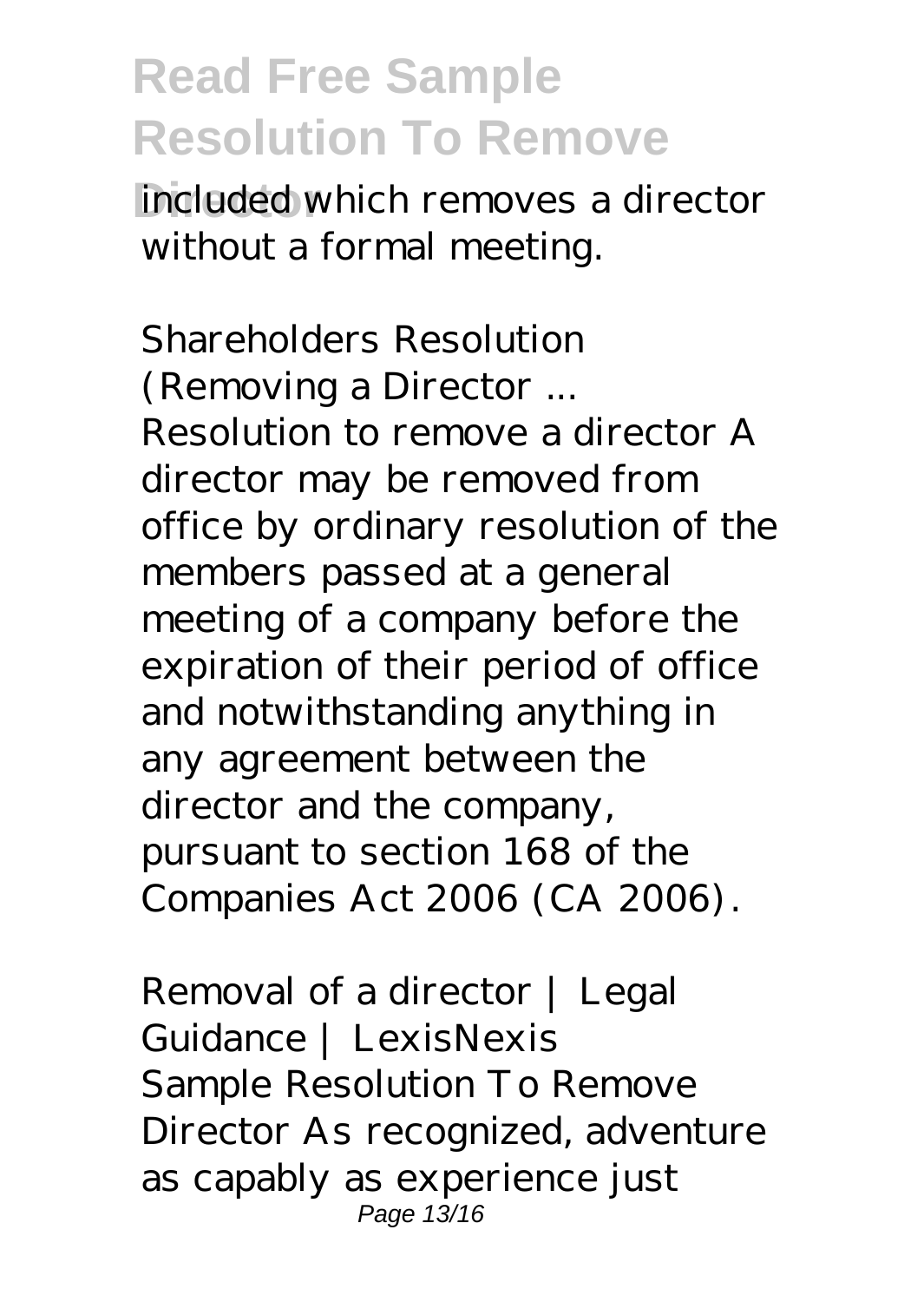included which removes a director without a formal meeting.

*Shareholders Resolution (Removing a Director ...*

Resolution to remove a director A director may be removed from office by ordinary resolution of the members passed at a general meeting of a company before the expiration of their period of office and notwithstanding anything in any agreement between the director and the company, pursuant to section 168 of the Companies Act 2006 (CA 2006).

*Removal of a director | Legal Guidance | LexisNexis*

Sample Resolution To Remove Director As recognized, adventure as capably as experience just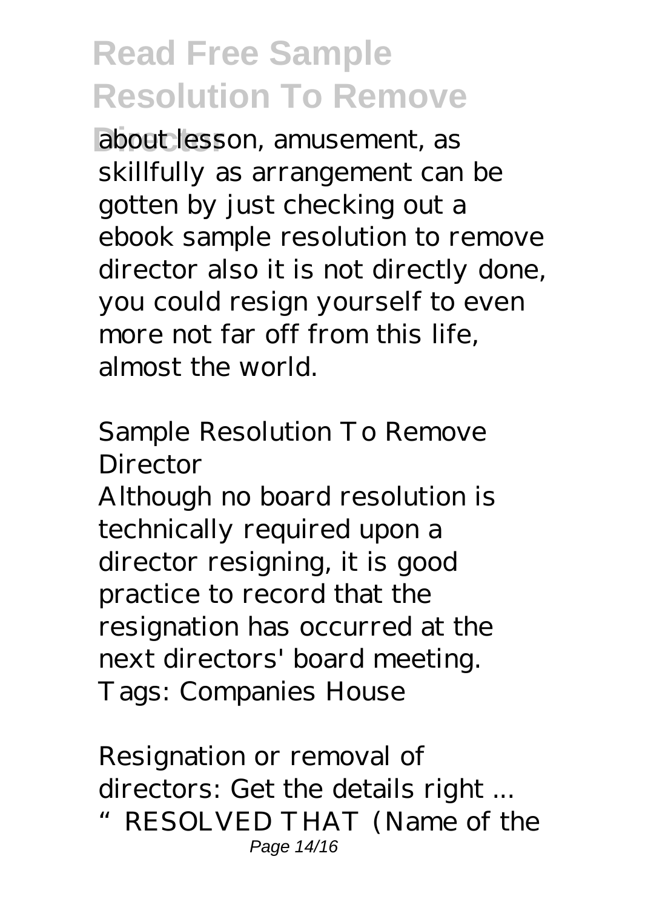about lesson, amusement, as skillfully as arrangement can be gotten by just checking out a ebook sample resolution to remove director also it is not directly done, you could resign yourself to even more not far off from this life, almost the world.

### Sample Resolution To Remove Director

Although no board resolution is technically required upon a director resigning, it is good practice to record that the resignation has occurred at the next directors' board meeting. Tags: Companies House

### Resignation or removal of directors: Get the details right ...

"RESOLVED THAT (Name of the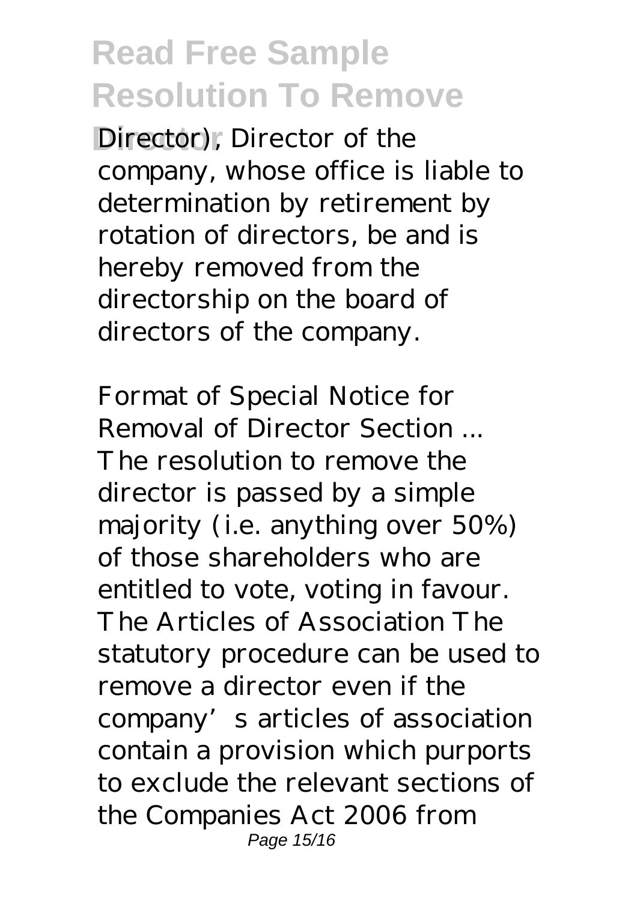Director), Director of the company, whose office is liable to determination by retirement by rotation of directors, be and is hereby removed from the directorship on the board of directors of the company.

*Format of Special Notice for Removal of Director Section ...*

The resolution to remove the director is passed by a simple majority (i.e. anything over 50%) of those shareholders who are entitled to vote, voting in favour. The Articles of Association The statutory procedure can be used to remove a director even if the company's articles of association contain a provision which purports to exclude the relevant sections of the Companies Act 2006 from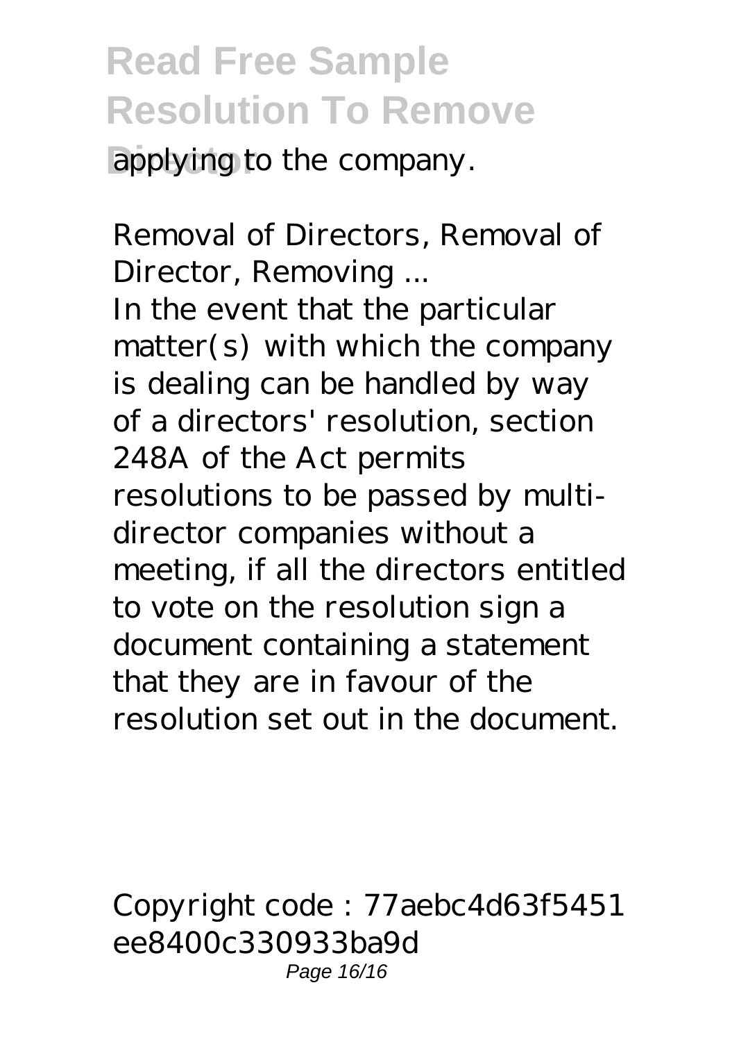applying to the company.

*Removal of Directors, Removal of Director, Removing ...*

In the event that the particular matter(s) with which the company is dealing can be handled by way of a directors' resolution, section 248A of the Act permits resolutions to be passed by multi-director companies without a meeting, if all the directors entitled to vote on the resolution sign a document containing a statement that they are in favour of the resolution set out in the document.

Copyright code : 77aebc4d63f5451ee8400c330933ba9d